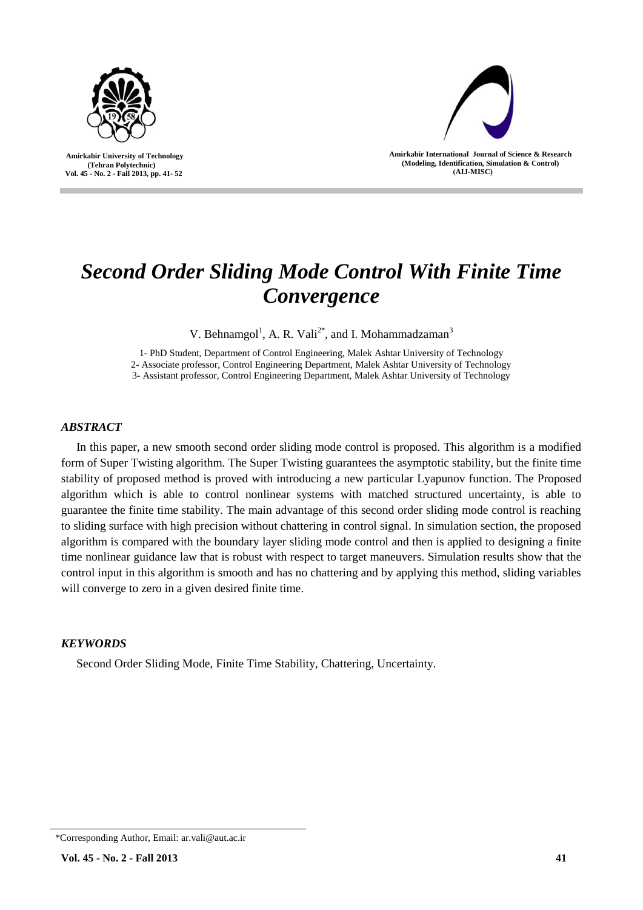# *Second Order Sliding Mode Control With Finite Time Convergence*

V. Behnamgol[1], A. R. Vali[2*], and I. Mohammadzaman[3]

1- PhD Student, Department of Control Engineering, Malek Ashtar University of Technology
2- Associate professor, Control Engineering Department, Malek Ashtar University of Technology
3- Assistant professor, Control Engineering Department, Malek Ashtar University of Technology

## *ABSTRACT*

In this paper, a new smooth second order sliding mode control is proposed. This algorithm is a modified form of Super Twisting algorithm. The Super Twisting guarantees the asymptotic stability, but the finite time stability of proposed method is proved with introducing a new particular Lyapunov function. The Proposed algorithm which is able to control nonlinear systems with matched structured uncertainty, is able to guarantee the finite time stability. The main advantage of this second order sliding mode control is reaching to sliding surface with high precision without chattering in control signal. In simulation section, the proposed algorithm is compared with the boundary layer sliding mode control and then is applied to designing a finite time nonlinear guidance law that is robust with respect to target maneuvers. Simulation results show that the control input in this algorithm is smooth and has no chattering and by applying this method, sliding variables will converge to zero in a given desired finite time.

## *KEYWORDS*

Second Order Sliding Mode, Finite Time Stability, Chattering, Uncertainty.

---

*Corresponding Author, Email: ar.vali@aut.ac.ir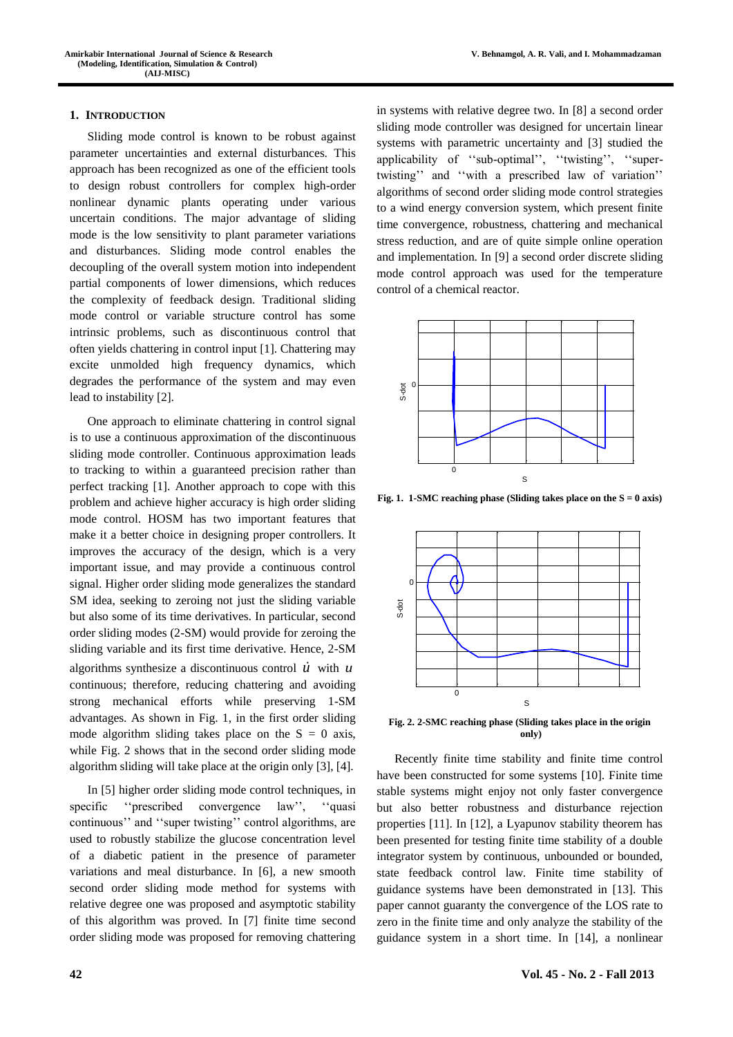## 1. Introduction

Sliding mode control is known to be robust against parameter uncertainties and external disturbances. This approach has been recognized as one of the efficient tools to design robust controllers for complex high-order nonlinear dynamic plants operating under various uncertain conditions. The major advantage of sliding mode is the low sensitivity to plant parameter variations and disturbances. Sliding mode control enables the decoupling of the overall system motion into independent partial components of lower dimensions, which reduces the complexity of feedback design. Traditional sliding mode control or variable structure control has some intrinsic problems, such as discontinuous control that often yields chattering in control input [1]. Chattering may excite unmolded high frequency dynamics, which degrades the performance of the system and may even lead to instability [2].

One approach to eliminate chattering in control signal is to use a continuous approximation of the discontinuous sliding mode controller. Continuous approximation leads to tracking to within a guaranteed precision rather than perfect tracking [1]. Another approach to cope with this problem and achieve higher accuracy is high order sliding mode control. HOSM has two important features that make it a better choice in designing proper controllers. It improves the accuracy of the design, which is a very important issue, and may provide a continuous control signal. Higher order sliding mode generalizes the standard SM idea, seeking to zeroing not just the sliding variable but also some of its time derivatives. In particular, second order sliding modes (2-SM) would provide for zeroing the sliding variable and its first time derivative. Hence, 2-SM algorithms synthesize a discontinuous control $\dot{u}$ with $u$ continuous; therefore, reducing chattering and avoiding strong mechanical efforts while preserving 1-SM advantages. As shown in Fig. 1, in the first order sliding mode algorithm sliding takes place on the S = 0 axis, while Fig. 2 shows that in the second order sliding mode algorithm sliding will take place at the origin only [3], [4].

In [5] higher order sliding mode control techniques, in specific ''prescribed convergence law'', ''quasi continuous'' and ''super twisting'' control algorithms, are used to robustly stabilize the glucose concentration level of a diabetic patient in the presence of parameter variations and meal disturbance. In [6], a new smooth second order sliding mode method for systems with relative degree one was proposed and asymptotic stability of this algorithm was proved. In [7] finite time second order sliding mode was proposed for removing chattering in systems with relative degree two. In [8] a second order sliding mode controller was designed for uncertain linear systems with parametric uncertainty and [3] studied the applicability of ''sub-optimal'', ''twisting'', ''super-twisting'' and ''with a prescribed law of variation'' algorithms of second order sliding mode control strategies to a wind energy conversion system, which present finite time convergence, robustness, chattering and mechanical stress reduction, and are of quite simple online operation and implementation. In [9] a second order discrete sliding mode control approach was used for the temperature control of a chemical reactor.

**Fig. 1. 1-SMC reaching phase (Sliding takes place on the S = 0 axis)**

**Fig. 2. 2-SMC reaching phase (Sliding takes place in the origin only)**

Recently finite time stability and finite time control have been constructed for some systems [10]. Finite time stable systems might enjoy not only faster convergence but also better robustness and disturbance rejection properties [11]. In [12], a Lyapunov stability theorem has been presented for testing finite time stability of a double integrator system by continuous, unbounded or bounded, state feedback control law. Finite time stability of guidance systems have been demonstrated in [13]. This paper cannot guaranty the convergence of the LOS rate to zero in the finite time and only analyze the stability of the guidance system in a short time. In [14], a nonlinear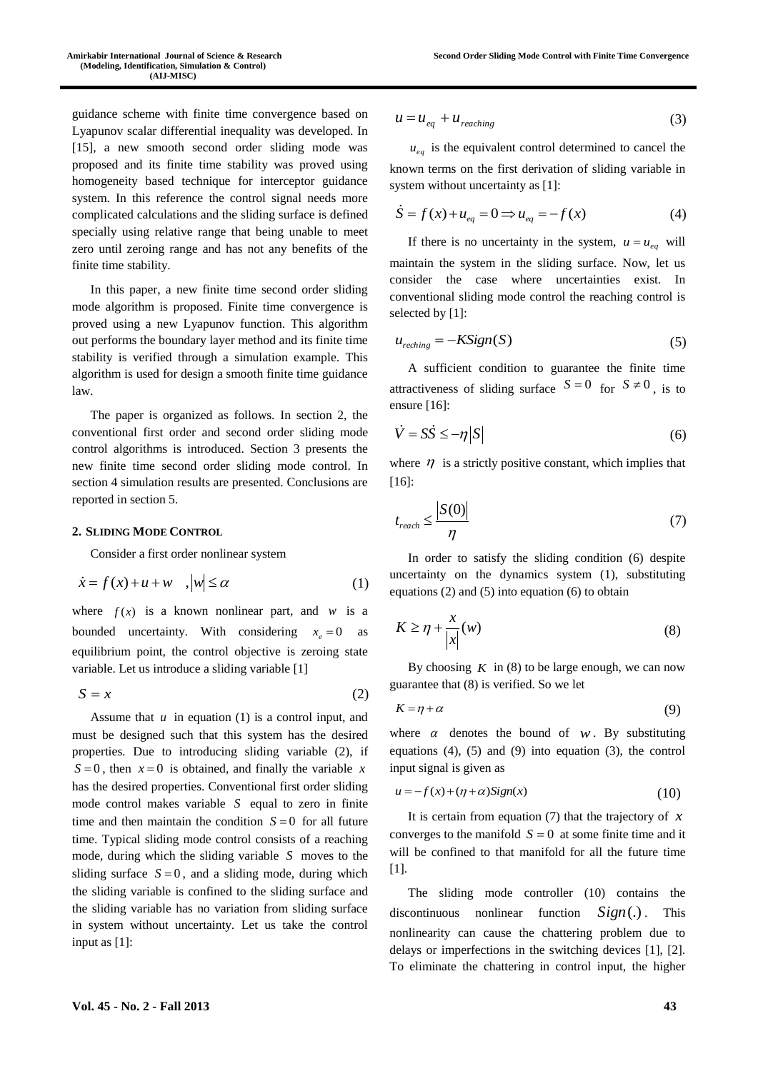guidance scheme with finite time convergence based on Lyapunov scalar differential inequality was developed. In [15], a new smooth second order sliding mode was proposed and its finite time stability was proved using homogeneity based technique for interceptor guidance system. In this reference the control signal needs more complicated calculations and the sliding surface is defined specially using relative range that being unable to meet zero until zeroing range and has not any benefits of the finite time stability.

In this paper, a new finite time second order sliding mode algorithm is proposed. Finite time convergence is proved using a new Lyapunov function. This algorithm out performs the boundary layer method and its finite time stability is verified through a simulation example. This algorithm is used for design a smooth finite time guidance law.

The paper is organized as follows. In section 2, the conventional first order and second order sliding mode control algorithms is introduced. Section 3 presents the new finite time second order sliding mode control. In section 4 simulation results are presented. Conclusions are reported in section 5.

## 2. Sliding Mode Control

Consider a first order nonlinear system

$$\dot{x} = f(x) + u + w \quad , |w| \le \alpha \tag{1}$$

where $f(x)$ is a known nonlinear part, and $w$ is a bounded uncertainty. With considering $x_e = 0$ as equilibrium point, the control objective is zeroing state variable. Let us introduce a sliding variable [1]

$$S = x \tag{2}$$

Assume that $u$ in equation (1) is a control input, and must be designed such that this system has the desired properties. Due to introducing sliding variable (2), if $S = 0$, then $x = 0$ is obtained, and finally the variable $x$ has the desired properties. Conventional first order sliding mode control makes variable $S$ equal to zero in finite time and then maintain the condition $S = 0$ for all future time. Typical sliding mode control consists of a reaching mode, during which the sliding variable $S$ moves to the sliding surface $S = 0$, and a sliding mode, during which the sliding variable is confined to the sliding surface and the sliding variable has no variation from sliding surface in system without uncertainty. Let us take the control input as [1]:

$$u = u_{eq} + u_{reaching} \tag{3}$$

$u_{eq}$ is the equivalent control determined to cancel the known terms on the first derivation of sliding variable in system without uncertainty as [1]:

$$\dot{S} = f(x) + u_{eq} = 0 \Rightarrow u_{eq} = -f(x) \tag{4}$$

If there is no uncertainty in the system, $u = u_{eq}$ will maintain the system in the sliding surface. Now, let us consider the case where uncertainties exist. In conventional sliding mode control the reaching control is selected by [1]:

$$u_{reching} = -KSign(S) \tag{5}$$

A sufficient condition to guarantee the finite time attractiveness of sliding surface $S = 0$ for $S \neq 0$, is to ensure [16]:

$$\dot{V} = S\dot{S} \le -\eta |S| \tag{6}$$

where $\eta$ is a strictly positive constant, which implies that [16]:

$$t_{reach} \le \frac{|S(0)|}{\eta} \tag{7}$$

In order to satisfy the sliding condition (6) despite uncertainty on the dynamics system (1), substituting equations (2) and (5) into equation (6) to obtain

$$K \ge \eta + \frac{x}{|x|}(w) \tag{8}$$

By choosing $K$ in (8) to be large enough, we can now guarantee that (8) is verified. So we let

$$K = \eta + \alpha \tag{9}$$

where $\alpha$ denotes the bound of $w$. By substituting equations (4), (5) and (9) into equation (3), the control input signal is given as

$$u = -f(x) + (\eta + \alpha) Sign(x) \tag{10}$$

It is certain from equation (7) that the trajectory of $x$ converges to the manifold $S = 0$ at some finite time and it will be confined to that manifold for all the future time [1].

The sliding mode controller (10) contains the discontinuous nonlinear function $Sign(.)$. This nonlinearity can cause the chattering problem due to delays or imperfections in the switching devices [1], [2]. To eliminate the chattering in control input, the higher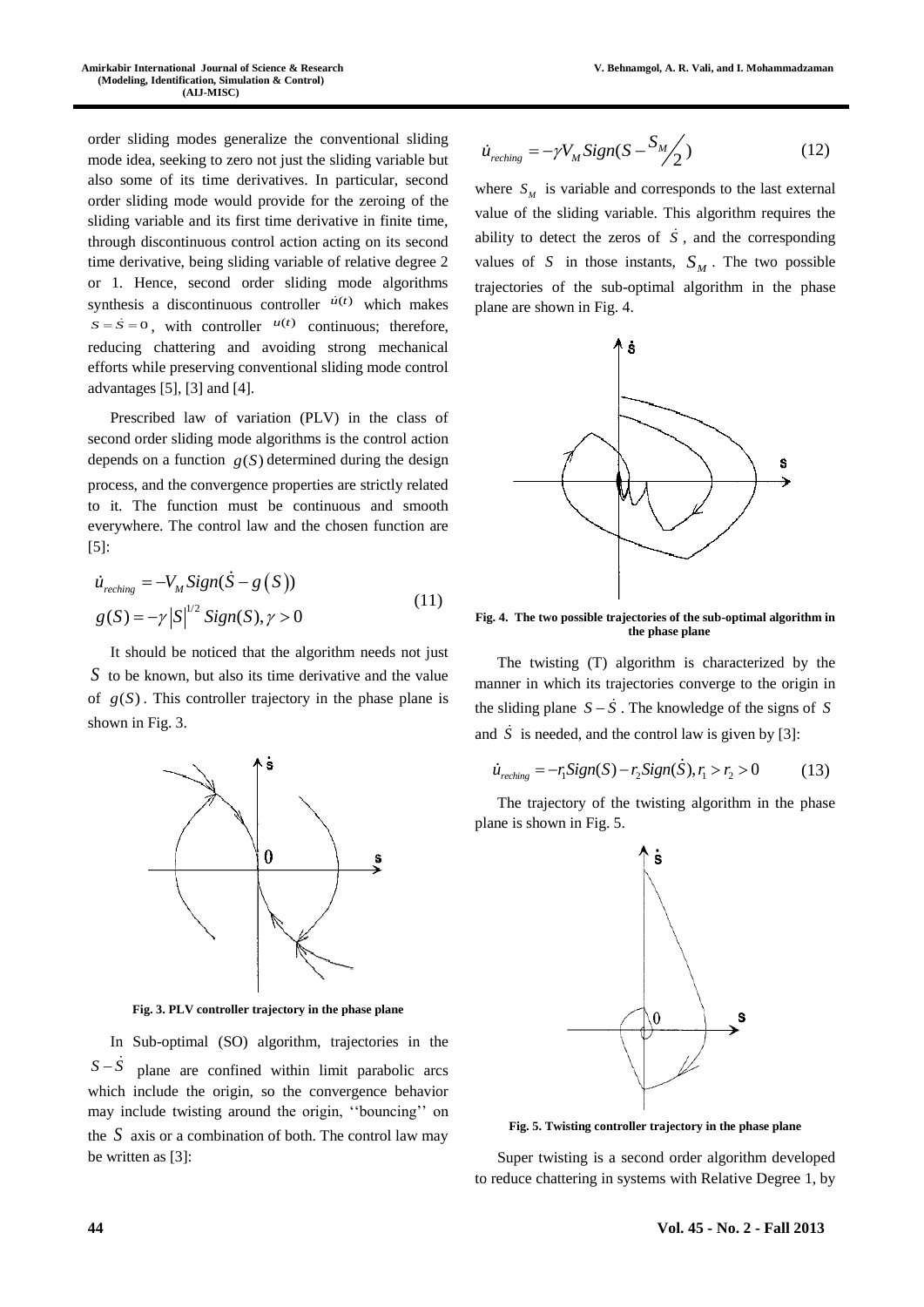order sliding modes generalize the conventional sliding mode idea, seeking to zero not just the sliding variable but also some of its time derivatives. In particular, second order sliding mode would provide for the zeroing of the sliding variable and its first time derivative in finite time, through discontinuous control action acting on its second time derivative, being sliding variable of relative degree 2 or 1. Hence, second order sliding mode algorithms synthesis a discontinuous controller $\dot{u}(t)$ which makes $S = \dot{S} = 0$, with controller $u(t)$ continuous; therefore, reducing chattering and avoiding strong mechanical efforts while preserving conventional sliding mode control advantages [5], [3] and [4].

Prescribed law of variation (PLV) in the class of second order sliding mode algorithms is the control action depends on a function $g(S)$ determined during the design process, and the convergence properties are strictly related to it. The function must be continuous and smooth everywhere. The control law and the chosen function are [5]:

$$\begin{aligned} \dot{u}_{reching} &= -V_M Sign(\dot{S} - g(S)) \\ g(S) &= -\gamma |S|^{1/2} Sign(S), \gamma > 0 \end{aligned} \tag{11}$$

It should be noticed that the algorithm needs not just $S$ to be known, but also its time derivative and the value of $g(S)$. This controller trajectory in the phase plane is shown in Fig. 3.

**Fig. 3. PLV controller trajectory in the phase plane**

In Sub-optimal (SO) algorithm, trajectories in the $S - \dot{S}$ plane are confined within limit parabolic arcs which include the origin, so the convergence behavior may include twisting around the origin, ''bouncing'' on the $S$ axis or a combination of both. The control law may be written as [3]:

$$\dot{u}_{reching} = -\gamma V_M Sign(S - S_M/2) \tag{12}$$

where $S_M$ is variable and corresponds to the last external value of the sliding variable. This algorithm requires the ability to detect the zeros of $\dot{S}$, and the corresponding values of $S$ in those instants, $S_M$. The two possible trajectories of the sub-optimal algorithm in the phase plane are shown in Fig. 4.

**Fig. 4. The two possible trajectories of the sub-optimal algorithm in the phase plane**

The twisting (T) algorithm is characterized by the manner in which its trajectories converge to the origin in the sliding plane $S - \dot{S}$. The knowledge of the signs of $S$ and $\dot{S}$ is needed, and the control law is given by [3]:

$$\dot{u}_{reching} = -r_1 Sign(S) - r_2 Sign(\dot{S}), r_1 > r_2 > 0 \tag{13}$$

The trajectory of the twisting algorithm in the phase plane is shown in Fig. 5.

**Fig. 5. Twisting controller trajectory in the phase plane**

Super twisting is a second order algorithm developed to reduce chattering in systems with Relative Degree 1, by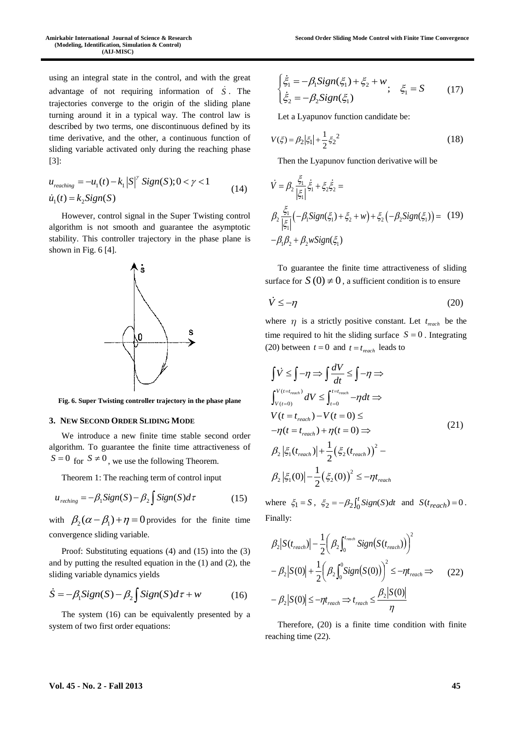using an integral state in the control, and with the great advantage of not requiring information of $\dot{S}$. The trajectories converge to the origin of the sliding plane turning around it in a typical way. The control law is described by two terms, one discontinuous defined by its time derivative, and the other, a continuous function of sliding variable activated only during the reaching phase [3]:

$$
\begin{aligned}
&u_{reaching} = -u_1(t) - k_1 |S|^{\gamma} \, Sign(S); 0 < \gamma < 1 \\
&\dot{u}_1(t) = k_2 Sign(S)
\end{aligned} \tag{14}
$$

However, control signal in the Super Twisting control algorithm is not smooth and guarantee the asymptotic stability. This controller trajectory in the phase plane is shown in Fig. 6 [4].

Fig. 6. Super Twisting controller trajectory in the phase plane

## 3. NEW SECOND ORDER SLIDING MODE

We introduce a new finite time stable second order algorithm. To guarantee the finite time attractiveness of $S = 0$ for $S \neq 0$, we use the following Theorem.

Theorem 1: The reaching term of control input

$$
u_{reching} = -\beta_1 Sign(S) - \beta_2 \int Sign(S) d\tau \tag{15}
$$

with $\beta_2(\alpha - \beta_1) + \eta = 0$ provides for the finite time convergence sliding variable.

Proof: Substituting equations (4) and (15) into the (3) and by putting the resulted equation in the (1) and (2), the sliding variable dynamics yields

$$
\dot{S} = -\beta_1 Sign(S) - \beta_2 \int Sign(S) d\tau + w \tag{16}
$$

The system (16) can be equivalently presented by a system of two first order equations:

$$
\begin{cases}
\dot{\xi}_1 = -\beta_1 Sign(\xi_1) + \xi_2 + w \\
\dot{\xi}_2 = -\beta_2 Sign(\xi_1)
\end{cases}; \quad \xi_1 = S \tag{17}
$$

Let a Lyapunov function candidate be:

$$
V(\xi) = \beta_2 |\xi_1| + \frac{1}{2} \xi_2^{\,2} \tag{18}
$$

Then the Lyapunov function derivative will be

$$
\begin{aligned}
&\dot{V} = \beta_2 \frac{\xi_1}{|\xi_1|} \dot{\xi}_1 + \xi_2 \dot{\xi}_2 = \\
&\beta_2 \frac{\xi_1}{|\xi_1|} \left( -\beta_1 Sign(\xi_1) + \xi_2 + w \right) + \xi_2 \left( -\beta_2 Sign(\xi_1) \right) = \\
&-\beta_1 \beta_2 + \beta_2 w Sign(\xi_1)
\end{aligned} \tag{19}
$$

To guarantee the finite time attractiveness of sliding surface for $S(0) \neq 0$, a sufficient condition is to ensure

$$
\dot{V} \leq -\eta \tag{20}
$$

where $\eta$ is a strictly positive constant. Let $t_{reach}$ be the time required to hit the sliding surface $S = 0$. Integrating (20) between $t = 0$ and $t = t_{reach}$ leads to

$$
\begin{aligned}
&\int \dot{V} \leq \int -\eta \Rightarrow \int \frac{dV}{dt} \leq \int -\eta \Rightarrow \\
&\int_{V(t=0)}^{V(t=t_{reach})} dV \leq \int_{t=0}^{t=t_{reach}} -\eta dt \Rightarrow \\
&V(t = t_{reach}) - V(t = 0) \leq \\
&-\eta(t = t_{reach}) + \eta(t = 0) \Rightarrow \\
&\beta_2 |\xi_1(t_{reach})| + \frac{1}{2} \left( \xi_2(t_{reach}) \right)^2 - \\
&\beta_2 |\xi_1(0)| - \frac{1}{2} \left( \xi_2(0) \right)^2 \leq -\eta t_{reach}
\end{aligned} \tag{21}
$$

where $\xi_1 = S$, $\xi_2 = -\beta_2 \int_0^t Sign(S) dt$ and $S(t_{reach}) = 0$. Finally:

$$
\begin{aligned}
&\beta_2 |S(t_{reach})| - \frac{1}{2} \left( \beta_2 \int_0^{t_{reach}} Sign\left(S(t_{reach})\right) \right)^2 \\
&- \beta_2 |S(0)| + \frac{1}{2} \left( \beta_2 \int_0^0 Sign\left(S(0)\right) \right)^2 \leq -\eta t_{reach} \Rightarrow \\
&- \beta_2 |S(0)| \leq -\eta t_{reach} \Rightarrow t_{reach} \leq \frac{\beta_2 |S(0)|}{\eta}
\end{aligned} \tag{22}
$$

Therefore, (20) is a finite time condition with finite reaching time (22).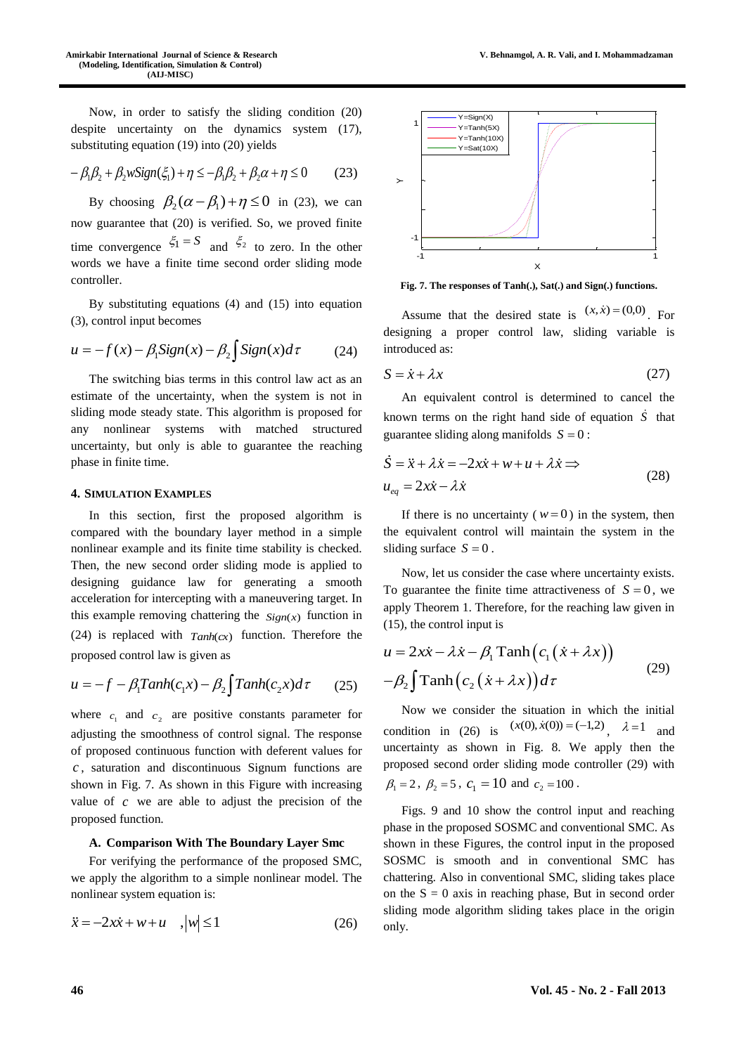Now, in order to satisfy the sliding condition (20) despite uncertainty on the dynamics system (17), substituting equation (19) into (20) yields

$$-\beta_1\beta_2 + \beta_2 w Sign(\xi_1) + \eta \le -\beta_1\beta_2 + \beta_2\alpha + \eta \le 0 \qquad (23)$$

By choosing $\beta_2(\alpha - \beta_1) + \eta \le 0$ in (23), we can now guarantee that (20) is verified. So, we proved finite time convergence $\xi_1 = S$ and $\xi_2$ to zero. In the other words we have a finite time second order sliding mode controller.

By substituting equations (4) and (15) into equation (3), control input becomes

$$u = -f(x) - \beta_1 Sign(x) - \beta_2 \int Sign(x) d\tau \qquad (24)$$

The switching bias terms in this control law act as an estimate of the uncertainty, when the system is not in sliding mode steady state. This algorithm is proposed for any nonlinear systems with matched structured uncertainty, but only is able to guarantee the reaching phase in finite time.

## 4. Simulation Examples

In this section, first the proposed algorithm is compared with the boundary layer method in a simple nonlinear example and its finite time stability is checked. Then, the new second order sliding mode is applied to designing guidance law for generating a smooth acceleration for intercepting with a maneuvering target. In this example removing chattering the $Sign(x)$ function in (24) is replaced with $Tanh(cx)$ function. Therefore the proposed control law is given as

$$u = -f - \beta_1 Tanh(c_1 x) - \beta_2 \int Tanh(c_2 x) d\tau \qquad (25)$$

where $c_1$ and $c_2$ are positive constants parameter for adjusting the smoothness of control signal. The response of proposed continuous function with deferent values for $c$, saturation and discontinuous Signum functions are shown in Fig. 7. As shown in this Figure with increasing value of $c$ we are able to adjust the precision of the proposed function.

### A. Comparison With The Boundary Layer Smc

For verifying the performance of the proposed SMC, we apply the algorithm to a simple nonlinear model. The nonlinear system equation is:

$$\ddot{x} = -2x\dot{x} + w + u \quad , |w| \le 1 \qquad (26)$$

**Fig. 7. The responses of Tanh(.), Sat(.) and Sign(.) functions.**

Assume that the desired state is $(x, \dot{x}) = (0,0)$. For designing a proper control law, sliding variable is introduced as:

$$S = \dot{x} + \lambda x \qquad (27)$$

An equivalent control is determined to cancel the known terms on the right hand side of equation $\dot{S}$ that guarantee sliding along manifolds $S = 0$:

$$\dot{S} = \ddot{x} + \lambda\dot{x} = -2x\dot{x} + w + u + \lambda\dot{x} \Rightarrow$$
$$u_{eq} = 2x\dot{x} - \lambda\dot{x} \qquad (28)$$

If there is no uncertainty ($w = 0$) in the system, then the equivalent control will maintain the system in the sliding surface $S = 0$.

Now, let us consider the case where uncertainty exists. To guarantee the finite time attractiveness of $S = 0$, we apply Theorem 1. Therefore, for the reaching law given in (15), the control input is

$$u = 2x\dot{x} - \lambda\dot{x} - \beta_1 \mathrm{Tanh}\left(c_1\left(\dot{x} + \lambda x\right)\right)$$
$$-\beta_2 \int \mathrm{Tanh}\left(c_2\left(\dot{x} + \lambda x\right)\right) d\tau \qquad (29)$$

Now we consider the situation in which the initial condition in (26) is $(x(0), \dot{x}(0)) = (-1,2)$, $\lambda = 1$ and uncertainty as shown in Fig. 8. We apply then the proposed second order sliding mode controller (29) with $\beta_1 = 2$, $\beta_2 = 5$, $c_1 = 10$ and $c_2 = 100$.

Figs. 9 and 10 show the control input and reaching phase in the proposed SOSMC and conventional SMC. As shown in these Figures, the control input in the proposed SOSMC is smooth and in conventional SMC has chattering. Also in conventional SMC, sliding takes place on the S = 0 axis in reaching phase, But in second order sliding mode algorithm sliding takes place in the origin only.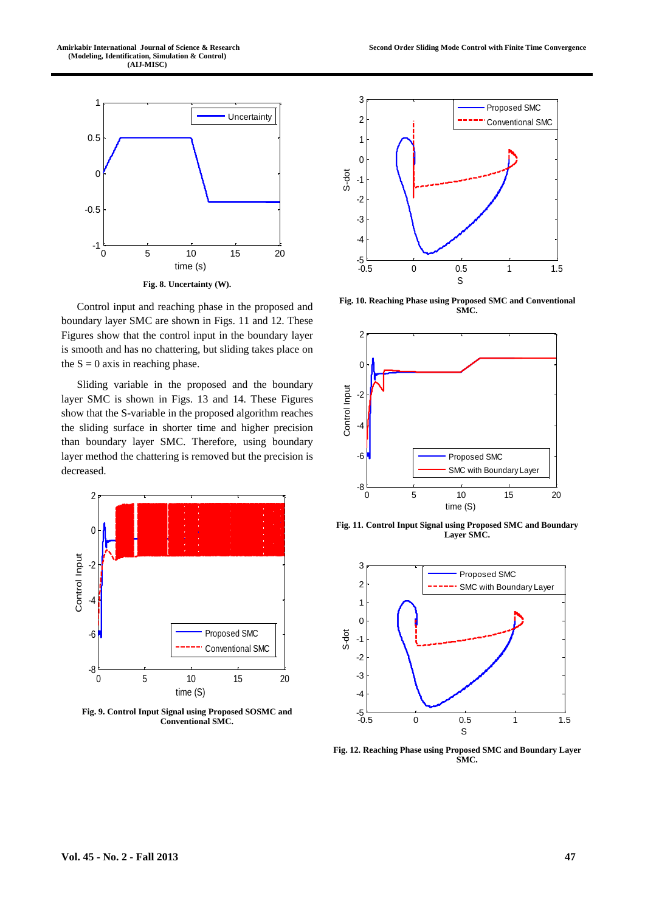Fig. 8. Uncertainty (W).

Control input and reaching phase in the proposed and boundary layer SMC are shown in Figs. 11 and 12. These Figures show that the control input in the boundary layer is smooth and has no chattering, but sliding takes place on the S = 0 axis in reaching phase.

Sliding variable in the proposed and the boundary layer SMC is shown in Figs. 13 and 14. These Figures show that the S-variable in the proposed algorithm reaches the sliding surface in shorter time and higher precision than boundary layer SMC. Therefore, using boundary layer method the chattering is removed but the precision is decreased.

Fig. 9. Control Input Signal using Proposed SOSMC and Conventional SMC.

Fig. 10. Reaching Phase using Proposed SMC and Conventional SMC.

Fig. 11. Control Input Signal using Proposed SMC and Boundary Layer SMC.

Fig. 12. Reaching Phase using Proposed SMC and Boundary Layer SMC.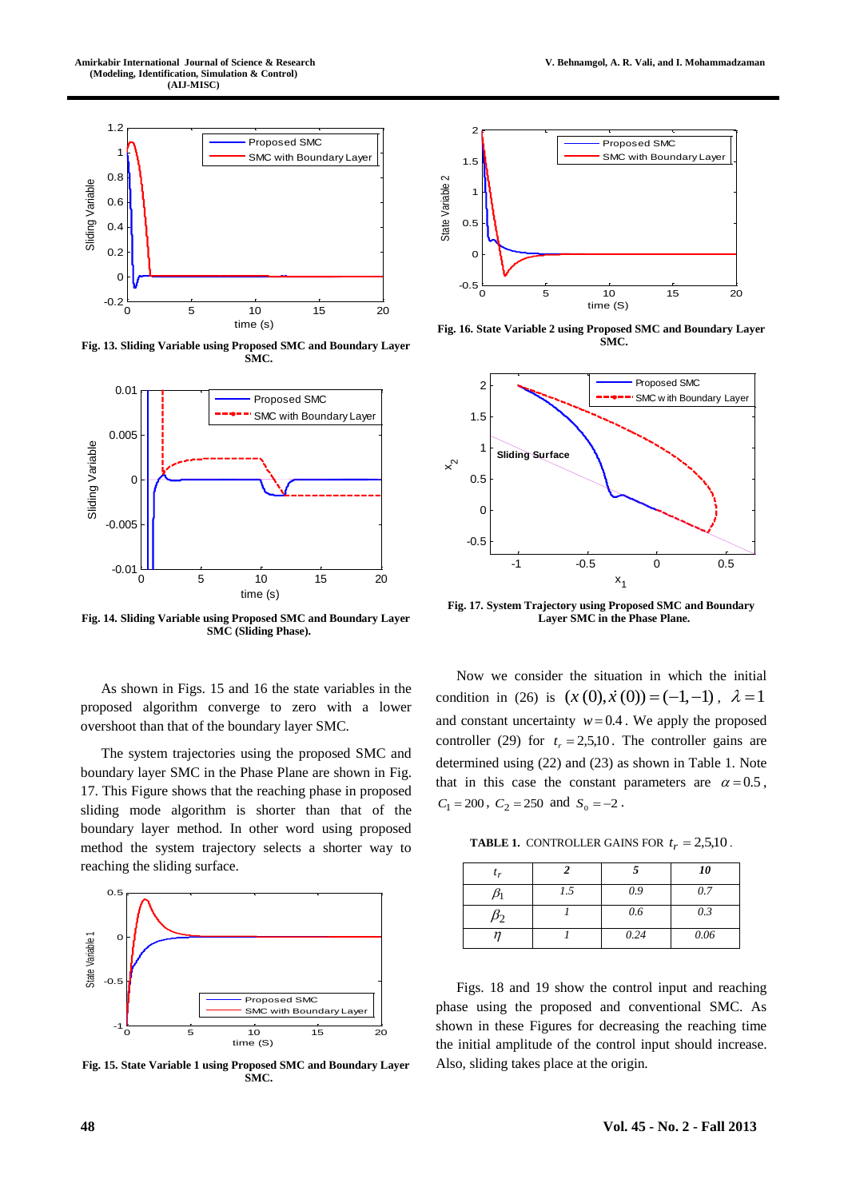Fig. 13. Sliding Variable using Proposed SMC and Boundary Layer SMC.

Fig. 14. Sliding Variable using Proposed SMC and Boundary Layer SMC (Sliding Phase).

As shown in Figs. 15 and 16 the state variables in the proposed algorithm converge to zero with a lower overshoot than that of the boundary layer SMC.

The system trajectories using the proposed SMC and boundary layer SMC in the Phase Plane are shown in Fig. 17. This Figure shows that the reaching phase in proposed sliding mode algorithm is shorter than that of the boundary layer method. In other word using proposed method the system trajectory selects a shorter way to reaching the sliding surface.

Fig. 15. State Variable 1 using Proposed SMC and Boundary Layer SMC.

Fig. 16. State Variable 2 using Proposed SMC and Boundary Layer SMC.

Fig. 17. System Trajectory using Proposed SMC and Boundary Layer SMC in the Phase Plane.

Now we consider the situation in which the initial condition in (26) is $(x(0), \dot{x}(0)) = (-1, -1)$, $\lambda = 1$ and constant uncertainty $w = 0.4$. We apply the proposed controller (29) for $t_r = 2,5,10$. The controller gains are determined using (22) and (23) as shown in Table 1. Note that in this case the constant parameters are $\alpha = 0.5$, $C_1 = 200$, $C_2 = 250$ and $S_0 = -2$.

TABLE 1. CONTROLLER GAINS FOR $t_r = 2,5,10$.

| $t_r$ | 2 | 5 | 10 |
|---|---|---|---|
| $\beta_1$ | 1.5 | 0.9 | 0.7 |
| $\beta_2$ | 1 | 0.6 | 0.3 |
| $\eta$ | 1 | 0.24 | 0.06 |

Figs. 18 and 19 show the control input and reaching phase using the proposed and conventional SMC. As shown in these Figures for decreasing the reaching time the initial amplitude of the control input should increase. Also, sliding takes place at the origin.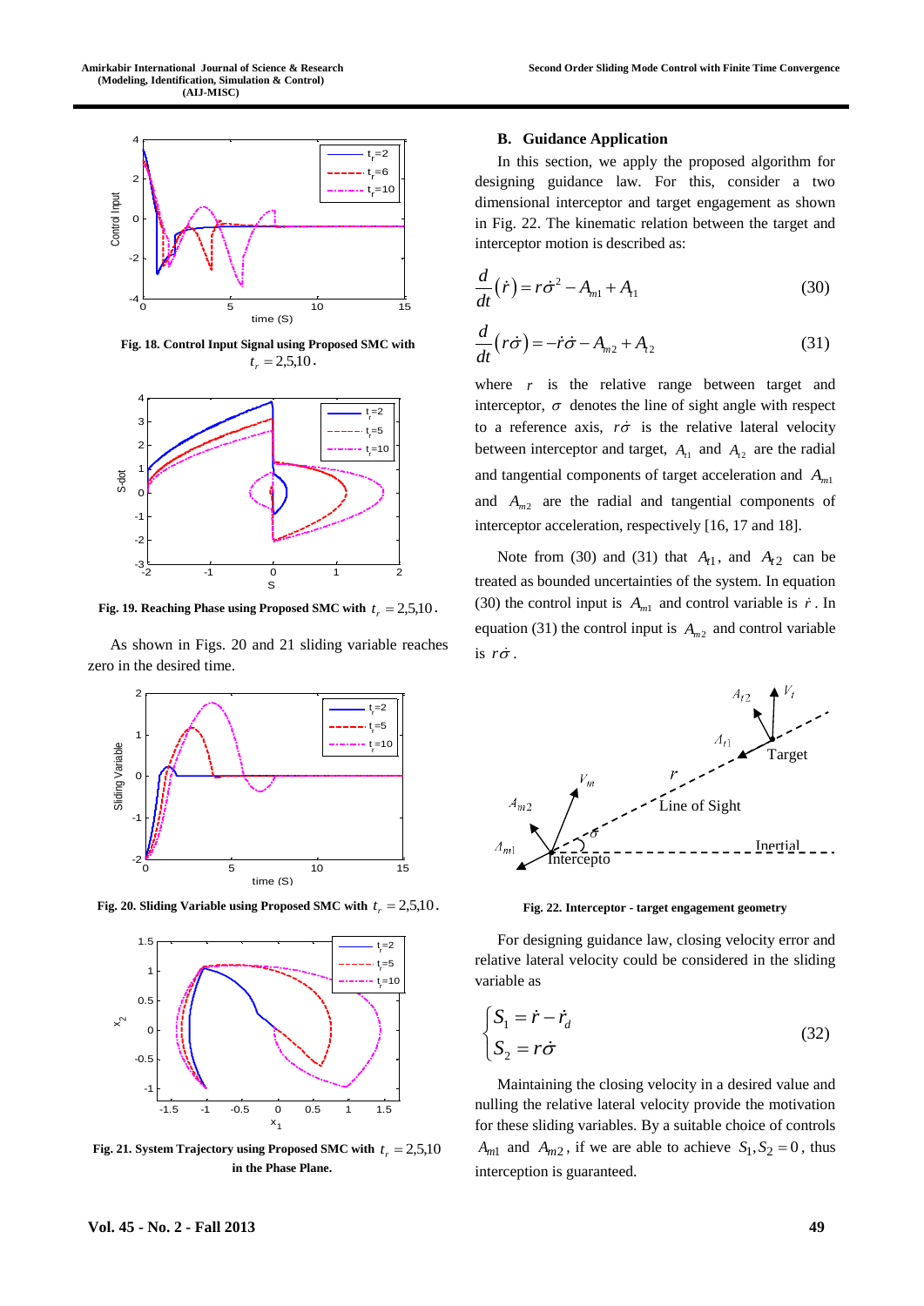Fig. 18. Control Input Signal using Proposed SMC with $t_r = 2,5,10$.

Fig. 19. Reaching Phase using Proposed SMC with $t_r = 2,5,10$.

As shown in Figs. 20 and 21 sliding variable reaches zero in the desired time.

Fig. 20. Sliding Variable using Proposed SMC with $t_r = 2,5,10$.

Fig. 21. System Trajectory using Proposed SMC with $t_r = 2,5,10$ in the Phase Plane.

## B. Guidance Application

In this section, we apply the proposed algorithm for designing guidance law. For this, consider a two dimensional interceptor and target engagement as shown in Fig. 22. The kinematic relation between the target and interceptor motion is described as:

$$\frac{d}{dt}(\dot{r}) = r\dot{\sigma}^2 - A_{m1} + A_{t1} \tag{30}$$

$$\frac{d}{dt}(r\dot{\sigma}) = -\dot{r}\dot{\sigma} - A_{m2} + A_{t2} \tag{31}$$

where $r$ is the relative range between target and interceptor, $\sigma$ denotes the line of sight angle with respect to a reference axis, $r\dot{\sigma}$ is the relative lateral velocity between interceptor and target, $A_{t1}$ and $A_{t2}$ are the radial and tangential components of target acceleration and $A_{m1}$ and $A_{m2}$ are the radial and tangential components of interceptor acceleration, respectively [16, 17 and 18].

Note from (30) and (31) that $A_{t1}$, and $A_{t2}$ can be treated as bounded uncertainties of the system. In equation (30) the control input is $A_{m1}$ and control variable is $\dot{r}$. In equation (31) the control input is $A_{m2}$ and control variable is $r\dot{\sigma}$.

Fig. 22. Interceptor - target engagement geometry

For designing guidance law, closing velocity error and relative lateral velocity could be considered in the sliding variable as

$$\begin{cases} S_1 = \dot{r} - \dot{r}_d \\ S_2 = r\dot{\sigma} \end{cases} \tag{32}$$

Maintaining the closing velocity in a desired value and nulling the relative lateral velocity provide the motivation for these sliding variables. By a suitable choice of controls $A_{m1}$ and $A_{m2}$, if we are able to achieve $S_1, S_2 = 0$, thus interception is guaranteed.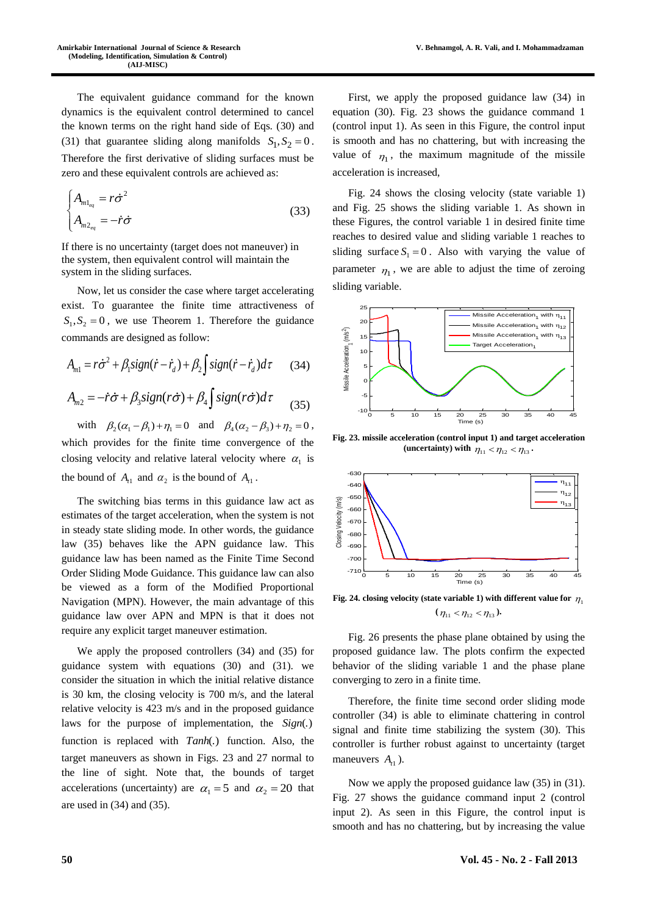The equivalent guidance command for the known dynamics is the equivalent control determined to cancel the known terms on the right hand side of Eqs. (30) and (31) that guarantee sliding along manifolds $S_1, S_2 = 0$. Therefore the first derivative of sliding surfaces must be zero and these equivalent controls are achieved as:

$$
\begin{cases} A_{m1_{eq}} = r\dot{\sigma}^2 \\ A_{m2_{eq}} = -\dot{r}\dot{\sigma} \end{cases} \tag{33}
$$

If there is no uncertainty (target does not maneuver) in the system, then equivalent control will maintain the system in the sliding surfaces.

Now, let us consider the case where target accelerating exist. To guarantee the finite time attractiveness of $S_1, S_2 = 0$, we use Theorem 1. Therefore the guidance commands are designed as follow:

$$
A_{m1} = r\dot{\sigma}^2 + \beta_1 sign(\dot{r} - \dot{r}_d) + \beta_2 \int sign(\dot{r} - \dot{r}_d) d\tau \tag{34}
$$

$$
A_{m2} = -\dot{r}\dot{\sigma} + \beta_3 sign(r\dot{\sigma}) + \beta_4 \int sign(r\dot{\sigma}) d\tau \tag{35}
$$

with $\beta_2(\alpha_1 - \beta_1) + \eta_1 = 0$ and $\beta_4(\alpha_2 - \beta_3) + \eta_2 = 0$, which provides for the finite time convergence of the closing velocity and relative lateral velocity where $\alpha_1$ is the bound of $A_{t1}$ and $\alpha_2$ is the bound of $A_{t1}$.

The switching bias terms in this guidance law act as estimates of the target acceleration, when the system is not in steady state sliding mode. In other words, the guidance law (35) behaves like the APN guidance law. This guidance law has been named as the Finite Time Second Order Sliding Mode Guidance. This guidance law can also be viewed as a form of the Modified Proportional Navigation (MPN). However, the main advantage of this guidance law over APN and MPN is that it does not require any explicit target maneuver estimation.

We apply the proposed controllers (34) and (35) for guidance system with equations (30) and (31). we consider the situation in which the initial relative distance is 30 km, the closing velocity is 700 m/s, and the lateral relative velocity is 423 m/s and in the proposed guidance laws for the purpose of implementation, the *Sign*(.) function is replaced with *Tanh*(.) function. Also, the target maneuvers as shown in Figs. 23 and 27 normal to the line of sight. Note that, the bounds of target accelerations (uncertainty) are $\alpha_1 = 5$ and $\alpha_2 = 20$ that are used in (34) and (35).

First, we apply the proposed guidance law (34) in equation (30). Fig. 23 shows the guidance command 1 (control input 1). As seen in this Figure, the control input is smooth and has no chattering, but with increasing the value of $\eta_1$, the maximum magnitude of the missile acceleration is increased,

Fig. 24 shows the closing velocity (state variable 1) and Fig. 25 shows the sliding variable 1. As shown in these Figures, the control variable 1 in desired finite time reaches to desired value and sliding variable 1 reaches to sliding surface $S_1 = 0$. Also with varying the value of parameter $\eta_1$, we are able to adjust the time of zeroing sliding variable.

**Fig. 23. missile acceleration (control input 1) and target acceleration (uncertainty) with $\eta_{11} < \eta_{12} < \eta_{13}$.**

**Fig. 24. closing velocity (state variable 1) with different value for $\eta_1$ ($\eta_{11} < \eta_{12} < \eta_{13}$).**

Fig. 26 presents the phase plane obtained by using the proposed guidance law. The plots confirm the expected behavior of the sliding variable 1 and the phase plane converging to zero in a finite time.

Therefore, the finite time second order sliding mode controller (34) is able to eliminate chattering in control signal and finite time stabilizing the system (30). This controller is further robust against to uncertainty (target maneuvers $A_{t1}$).

Now we apply the proposed guidance law (35) in (31). Fig. 27 shows the guidance command input 2 (control input 2). As seen in this Figure, the control input is smooth and has no chattering, but by increasing the value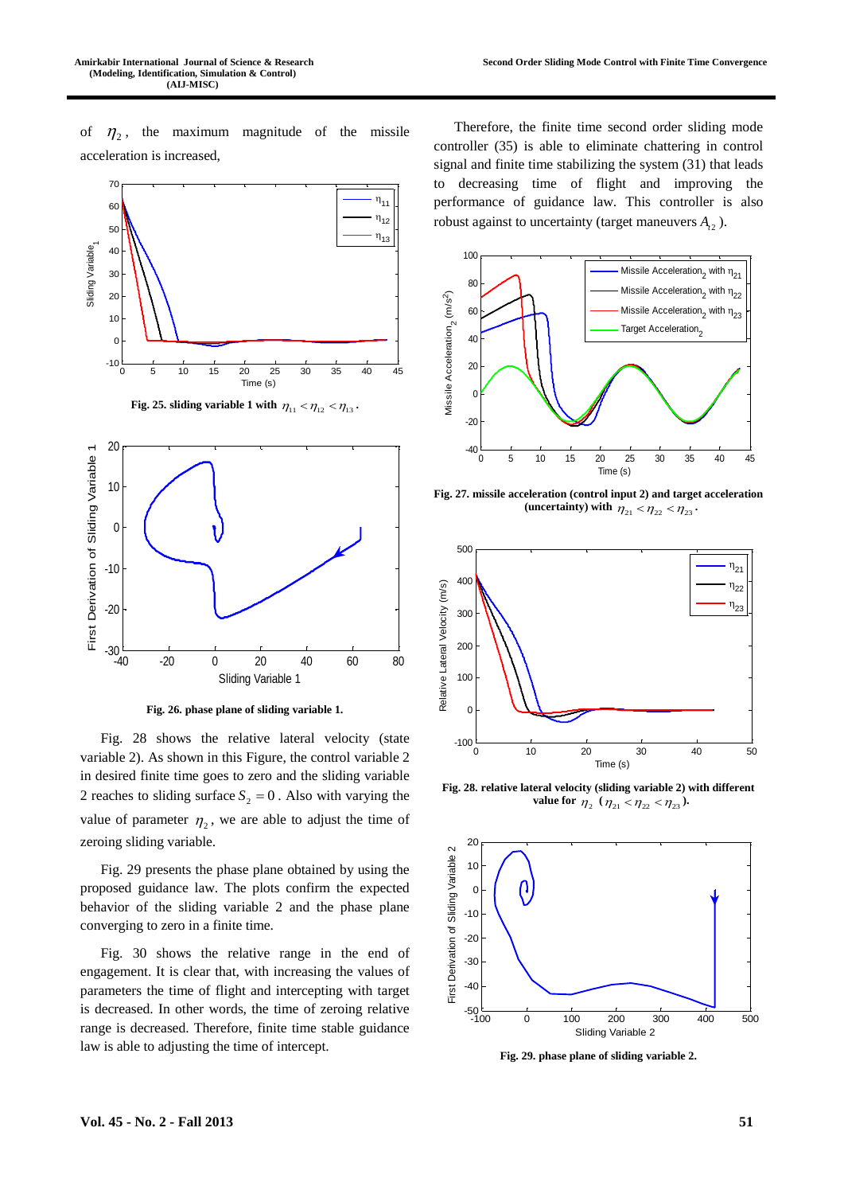of $\eta_2$, the maximum magnitude of the missile acceleration is increased,

Fig. 25. sliding variable 1 with $\eta_{11} < \eta_{12} < \eta_{13}$.

Fig. 26. phase plane of sliding variable 1.

Fig. 28 shows the relative lateral velocity (state variable 2). As shown in this Figure, the control variable 2 in desired finite time goes to zero and the sliding variable 2 reaches to sliding surface $S_2 = 0$. Also with varying the value of parameter $\eta_2$, we are able to adjust the time of zeroing sliding variable.

Fig. 29 presents the phase plane obtained by using the proposed guidance law. The plots confirm the expected behavior of the sliding variable 2 and the phase plane converging to zero in a finite time.

Fig. 30 shows the relative range in the end of engagement. It is clear that, with increasing the values of parameters the time of flight and intercepting with target is decreased. In other words, the time of zeroing relative range is decreased. Therefore, finite time stable guidance law is able to adjusting the time of intercept.

Therefore, the finite time second order sliding mode controller (35) is able to eliminate chattering in control signal and finite time stabilizing the system (31) that leads to decreasing time of flight and improving the performance of guidance law. This controller is also robust against to uncertainty (target maneuvers $A_{t2}$).

Fig. 27. missile acceleration (control input 2) and target acceleration (uncertainty) with $\eta_{21} < \eta_{22} < \eta_{23}$.

Fig. 28. relative lateral velocity (sliding variable 2) with different value for $\eta_2$ ($\eta_{21} < \eta_{22} < \eta_{23}$).

Fig. 29. phase plane of sliding variable 2.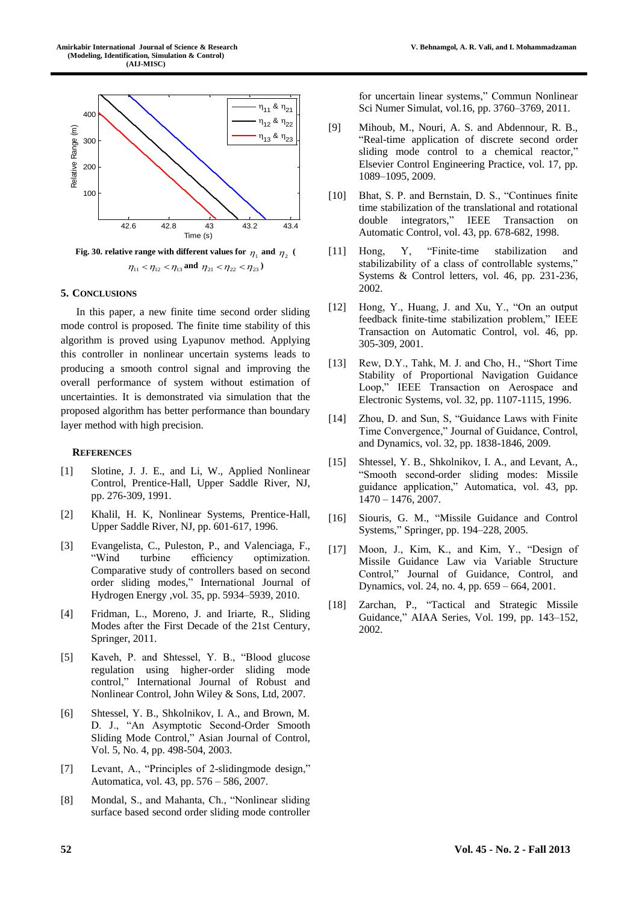Relative Range (m)

400
300
200
100

42.6 42.8 43 43.2 43.4

Time (s)

$\eta_{11}$ & $\eta_{21}$

$\eta_{12}$ & $\eta_{22}$

$\eta_{13}$ & $\eta_{23}$

**Fig. 30. relative range with different values for $\eta_1$ and $\eta_2$ ($\eta_{11} < \eta_{12} < \eta_{13}$ and $\eta_{21} < \eta_{22} < \eta_{23}$)**

## 5. Conclusions

In this paper, a new finite time second order sliding mode control is proposed. The finite time stability of this algorithm is proved using Lyapunov method. Applying this controller in nonlinear uncertain systems leads to producing a smooth control signal and improving the overall performance of system without estimation of uncertainties. It is demonstrated via simulation that the proposed algorithm has better performance than boundary layer method with high precision.

## References

[1] Slotine, J. J. E., and Li, W., Applied Nonlinear Control, Prentice-Hall, Upper Saddle River, NJ, pp. 276-309, 1991.

[2] Khalil, H. K, Nonlinear Systems, Prentice-Hall, Upper Saddle River, NJ, pp. 601-617, 1996.

[3] Evangelista, C., Puleston, P., and Valenciaga, F., "Wind turbine efficiency optimization. Comparative study of controllers based on second order sliding modes," International Journal of Hydrogen Energy ,vol. 35, pp. 5934–5939, 2010.

[4] Fridman, L., Moreno, J. and Iriarte, R., Sliding Modes after the First Decade of the 21st Century, Springer, 2011.

[5] Kaveh, P. and Shtessel, Y. B., "Blood glucose regulation using higher-order sliding mode control," International Journal of Robust and Nonlinear Control, John Wiley & Sons, Ltd, 2007.

[6] Shtessel, Y. B., Shkolnikov, I. A., and Brown, M. D. J., "An Asymptotic Second-Order Smooth Sliding Mode Control," Asian Journal of Control, Vol. 5, No. 4, pp. 498-504, 2003.

[7] Levant, A., "Principles of 2-slidingmode design," Automatica, vol. 43, pp. 576 – 586, 2007.

[8] Mondal, S., and Mahanta, Ch., "Nonlinear sliding surface based second order sliding mode controller for uncertain linear systems," Commun Nonlinear Sci Numer Simulat, vol.16, pp. 3760–3769, 2011.

[9] Mihoub, M., Nouri, A. S. and Abdennour, R. B., "Real-time application of discrete second order sliding mode control to a chemical reactor," Elsevier Control Engineering Practice, vol. 17, pp. 1089–1095, 2009.

[10] Bhat, S. P. and Bernstain, D. S., "Continues finite time stabilization of the translational and rotational double integrators," IEEE Transaction on Automatic Control, vol. 43, pp. 678-682, 1998.

[11] Hong, Y, "Finite-time stabilization and stabilizability of a class of controllable systems," Systems & Control letters, vol. 46, pp. 231-236, 2002.

[12] Hong, Y., Huang, J. and Xu, Y., "On an output feedback finite-time stabilization problem," IEEE Transaction on Automatic Control, vol. 46, pp. 305-309, 2001.

[13] Rew, D.Y., Tahk, M. J. and Cho, H., "Short Time Stability of Proportional Navigation Guidance Loop," IEEE Transaction on Aerospace and Electronic Systems, vol. 32, pp. 1107-1115, 1996.

[14] Zhou, D. and Sun, S, "Guidance Laws with Finite Time Convergence," Journal of Guidance, Control, and Dynamics, vol. 32, pp. 1838-1846, 2009.

[15] Shtessel, Y. B., Shkolnikov, I. A., and Levant, A., "Smooth second-order sliding modes: Missile guidance application," Automatica, vol. 43, pp. 1470 – 1476, 2007.

[16] Siouris, G. M., "Missile Guidance and Control Systems," Springer, pp. 194–228, 2005.

[17] Moon, J., Kim, K., and Kim, Y., "Design of Missile Guidance Law via Variable Structure Control," Journal of Guidance, Control, and Dynamics, vol. 24, no. 4, pp. 659 – 664, 2001.

[18] Zarchan, P., "Tactical and Strategic Missile Guidance," AIAA Series, Vol. 199, pp. 143–152, 2002.